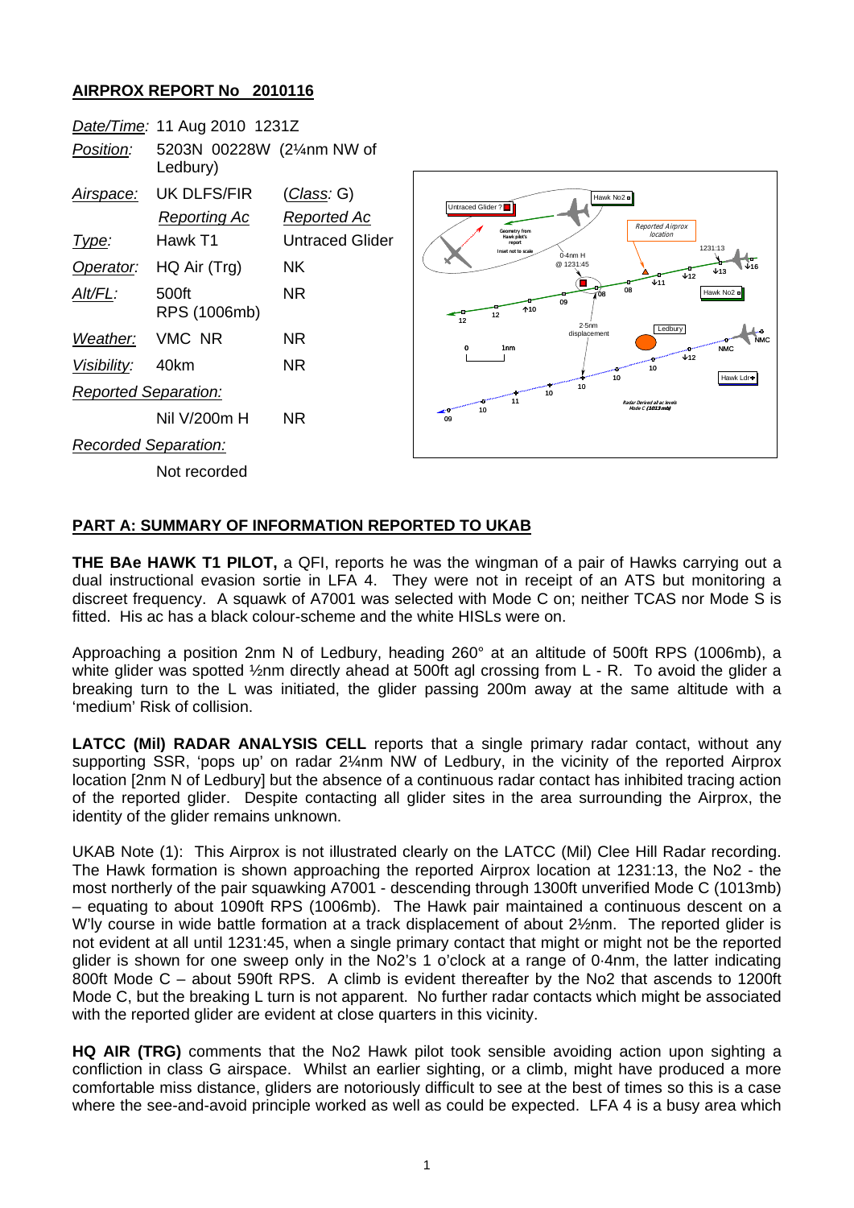## AIRPROX REPORT No 2010116

| | | |
|---|---|---|
| *Date/Time:* | 11 Aug 2010 1231Z | |
| *Position:* | 5203N 00228W (2¼nm NW of Ledbury) | |
| *Airspace:* | UK DLFS/FIR | (*Class*: G) |
| | *Reporting Ac* | *Reported Ac* |
| *Type:* | Hawk T1 | Untraced Glider |
| *Operator:* | HQ Air (Trg) | NK |
| *Alt/FL:* | 500ft RPS (1006mb) | NR |
| *Weather:* | VMC NR | NR |
| *Visibility:* | 40km | NR |
| *Reported Separation:* | | |
| | Nil V/200m H | NR |
| *Recorded Separation:* | | |
| | Not recorded | |

### PART A: SUMMARY OF INFORMATION REPORTED TO UKAB

**THE BAe HAWK T1 PILOT,** a QFI, reports he was the wingman of a pair of Hawks carrying out a dual instructional evasion sortie in LFA 4. They were not in receipt of an ATS but monitoring a discreet frequency. A squawk of A7001 was selected with Mode C on; neither TCAS nor Mode S is fitted. His ac has a black colour-scheme and the white HISLs were on.

Approaching a position 2nm N of Ledbury, heading 260° at an altitude of 500ft RPS (1006mb), a white glider was spotted ½nm directly ahead at 500ft agl crossing from L - R. To avoid the glider a breaking turn to the L was initiated, the glider passing 200m away at the same altitude with a 'medium' Risk of collision.

**LATCC (Mil) RADAR ANALYSIS CELL** reports that a single primary radar contact, without any supporting SSR, 'pops up' on radar 2¼nm NW of Ledbury, in the vicinity of the reported Airprox location [2nm N of Ledbury] but the absence of a continuous radar contact has inhibited tracing action of the reported glider. Despite contacting all glider sites in the area surrounding the Airprox, the identity of the glider remains unknown.

UKAB Note (1): This Airprox is not illustrated clearly on the LATCC (Mil) Clee Hill Radar recording. The Hawk formation is shown approaching the reported Airprox location at 1231:13, the No2 - the most northerly of the pair squawking A7001 - descending through 1300ft unverified Mode C (1013mb) – equating to about 1090ft RPS (1006mb). The Hawk pair maintained a continuous descent on a W'ly course in wide battle formation at a track displacement of about 2½nm. The reported glider is not evident at all until 1231:45, when a single primary contact that might or might not be the reported glider is shown for one sweep only in the No2's 1 o'clock at a range of 0·4nm, the latter indicating 800ft Mode C – about 590ft RPS. A climb is evident thereafter by the No2 that ascends to 1200ft Mode C, but the breaking L turn is not apparent. No further radar contacts which might be associated with the reported glider are evident at close quarters in this vicinity.

**HQ AIR (TRG)** comments that the No2 Hawk pilot took sensible avoiding action upon sighting a confliction in class G airspace. Whilst an earlier sighting, or a climb, might have produced a more comfortable miss distance, gliders are notoriously difficult to see at the best of times so this is a case where the see-and-avoid principle worked as well as could be expected. LFA 4 is a busy area which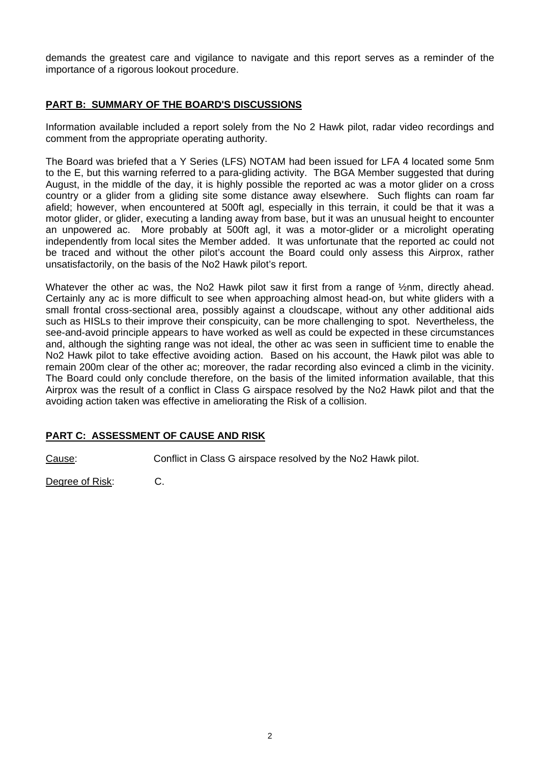demands the greatest care and vigilance to navigate and this report serves as a reminder of the importance of a rigorous lookout procedure.

## PART B: SUMMARY OF THE BOARD'S DISCUSSIONS

Information available included a report solely from the No 2 Hawk pilot, radar video recordings and comment from the appropriate operating authority.

The Board was briefed that a Y Series (LFS) NOTAM had been issued for LFA 4 located some 5nm to the E, but this warning referred to a para-gliding activity. The BGA Member suggested that during August, in the middle of the day, it is highly possible the reported ac was a motor glider on a cross country or a glider from a gliding site some distance away elsewhere. Such flights can roam far afield; however, when encountered at 500ft agl, especially in this terrain, it could be that it was a motor glider, or glider, executing a landing away from base, but it was an unusual height to encounter an unpowered ac. More probably at 500ft agl, it was a motor-glider or a microlight operating independently from local sites the Member added. It was unfortunate that the reported ac could not be traced and without the other pilot's account the Board could only assess this Airprox, rather unsatisfactorily, on the basis of the No2 Hawk pilot's report.

Whatever the other ac was, the No2 Hawk pilot saw it first from a range of ½nm, directly ahead. Certainly any ac is more difficult to see when approaching almost head-on, but white gliders with a small frontal cross-sectional area, possibly against a cloudscape, without any other additional aids such as HISLs to their improve their conspicuity, can be more challenging to spot. Nevertheless, the see-and-avoid principle appears to have worked as well as could be expected in these circumstances and, although the sighting range was not ideal, the other ac was seen in sufficient time to enable the No2 Hawk pilot to take effective avoiding action. Based on his account, the Hawk pilot was able to remain 200m clear of the other ac; moreover, the radar recording also evinced a climb in the vicinity. The Board could only conclude therefore, on the basis of the limited information available, that this Airprox was the result of a conflict in Class G airspace resolved by the No2 Hawk pilot and that the avoiding action taken was effective in ameliorating the Risk of a collision.

## PART C: ASSESSMENT OF CAUSE AND RISK

Cause: Conflict in Class G airspace resolved by the No2 Hawk pilot.

Degree of Risk: C.